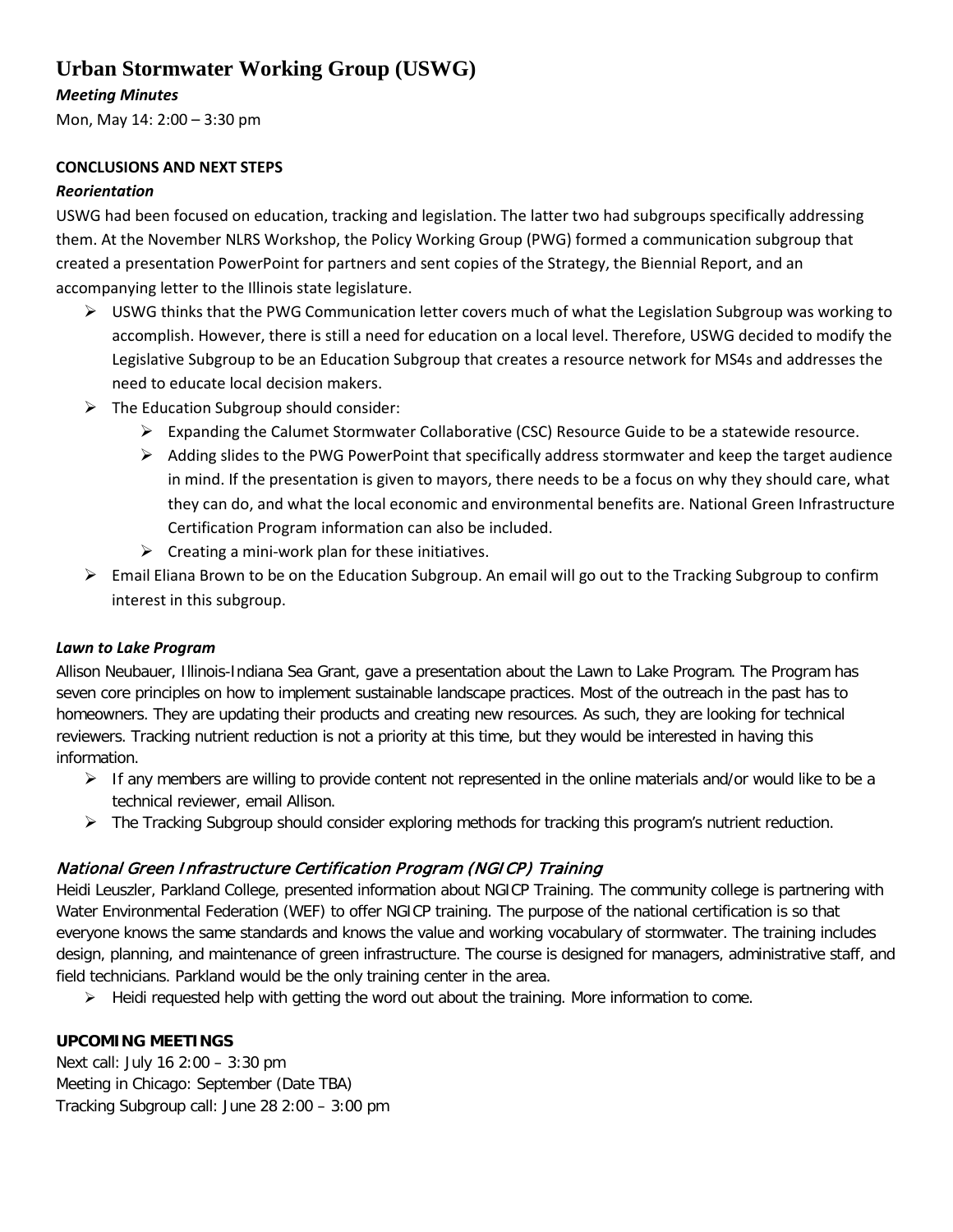# Urban Stormwater Working Group (USWG)

***Meeting Minutes***

Mon, May 14: 2:00 – 3:30 pm

## CONCLUSIONS AND NEXT STEPS

### *Reorientation*

USWG had been focused on education, tracking and legislation. The latter two had subgroups specifically addressing them. At the November NLRS Workshop, the Policy Working Group (PWG) formed a communication subgroup that created a presentation PowerPoint for partners and sent copies of the Strategy, the Biennial Report, and an accompanying letter to the Illinois state legislature.

- USWG thinks that the PWG Communication letter covers much of what the Legislation Subgroup was working to accomplish. However, there is still a need for education on a local level. Therefore, USWG decided to modify the Legislative Subgroup to be an Education Subgroup that creates a resource network for MS4s and addresses the need to educate local decision makers.
- The Education Subgroup should consider:
  - Expanding the Calumet Stormwater Collaborative (CSC) Resource Guide to be a statewide resource.
  - Adding slides to the PWG PowerPoint that specifically address stormwater and keep the target audience in mind. If the presentation is given to mayors, there needs to be a focus on why they should care, what they can do, and what the local economic and environmental benefits are. National Green Infrastructure Certification Program information can also be included.
  - Creating a mini-work plan for these initiatives.
- Email Eliana Brown to be on the Education Subgroup. An email will go out to the Tracking Subgroup to confirm interest in this subgroup.

### *Lawn to Lake Program*

Allison Neubauer, Illinois-Indiana Sea Grant, gave a presentation about the Lawn to Lake Program. The Program has seven core principles on how to implement sustainable landscape practices. Most of the outreach in the past has to homeowners. They are updating their products and creating new resources. As such, they are looking for technical reviewers. Tracking nutrient reduction is not a priority at this time, but they would be interested in having this information.

- If any members are willing to provide content not represented in the online materials and/or would like to be a technical reviewer, email Allison.
- The Tracking Subgroup should consider exploring methods for tracking this program's nutrient reduction.

### *National Green Infrastructure Certification Program (NGICP) Training*

Heidi Leuszler, Parkland College, presented information about NGICP Training. The community college is partnering with Water Environmental Federation (WEF) to offer NGICP training. The purpose of the national certification is so that everyone knows the same standards and knows the value and working vocabulary of stormwater. The training includes design, planning, and maintenance of green infrastructure. The course is designed for managers, administrative staff, and field technicians. Parkland would be the only training center in the area.

- Heidi requested help with getting the word out about the training. More information to come.

## UPCOMING MEETINGS

Next call: July 16 2:00 – 3:30 pm

Meeting in Chicago: September (Date TBA)

Tracking Subgroup call: June 28 2:00 – 3:00 pm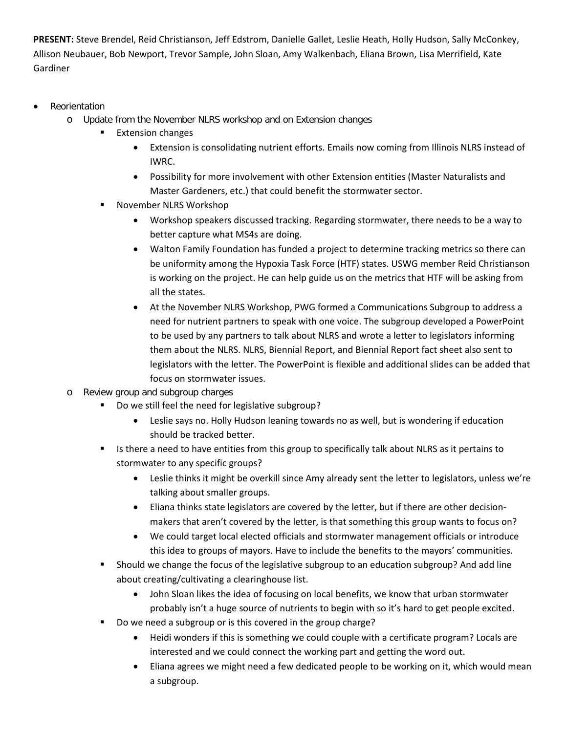**PRESENT:** Steve Brendel, Reid Christianson, Jeff Edstrom, Danielle Gallet, Leslie Heath, Holly Hudson, Sally McConkey, Allison Neubauer, Bob Newport, Trevor Sample, John Sloan, Amy Walkenbach, Eliana Brown, Lisa Merrifield, Kate Gardiner

- Reorientation
  - Update from the November NLRS workshop and on Extension changes
    - Extension changes
      - Extension is consolidating nutrient efforts. Emails now coming from Illinois NLRS instead of IWRC.
      - Possibility for more involvement with other Extension entities (Master Naturalists and Master Gardeners, etc.) that could benefit the stormwater sector.
    - November NLRS Workshop
      - Workshop speakers discussed tracking. Regarding stormwater, there needs to be a way to better capture what MS4s are doing.
      - Walton Family Foundation has funded a project to determine tracking metrics so there can be uniformity among the Hypoxia Task Force (HTF) states. USWG member Reid Christianson is working on the project. He can help guide us on the metrics that HTF will be asking from all the states.
      - At the November NLRS Workshop, PWG formed a Communications Subgroup to address a need for nutrient partners to speak with one voice. The subgroup developed a PowerPoint to be used by any partners to talk about NLRS and wrote a letter to legislators informing them about the NLRS. NLRS, Biennial Report, and Biennial Report fact sheet also sent to legislators with the letter. The PowerPoint is flexible and additional slides can be added that focus on stormwater issues.
  - Review group and subgroup charges
    - Do we still feel the need for legislative subgroup?
      - Leslie says no. Holly Hudson leaning towards no as well, but is wondering if education should be tracked better.
    - Is there a need to have entities from this group to specifically talk about NLRS as it pertains to stormwater to any specific groups?
      - Leslie thinks it might be overkill since Amy already sent the letter to legislators, unless we're talking about smaller groups.
      - Eliana thinks state legislators are covered by the letter, but if there are other decision-makers that aren't covered by the letter, is that something this group wants to focus on?
      - We could target local elected officials and stormwater management officials or introduce this idea to groups of mayors. Have to include the benefits to the mayors' communities.
    - Should we change the focus of the legislative subgroup to an education subgroup? And add line about creating/cultivating a clearinghouse list.
      - John Sloan likes the idea of focusing on local benefits, we know that urban stormwater probably isn't a huge source of nutrients to begin with so it's hard to get people excited.
    - Do we need a subgroup or is this covered in the group charge?
      - Heidi wonders if this is something we could couple with a certificate program? Locals are interested and we could connect the working part and getting the word out.
      - Eliana agrees we might need a few dedicated people to be working on it, which would mean a subgroup.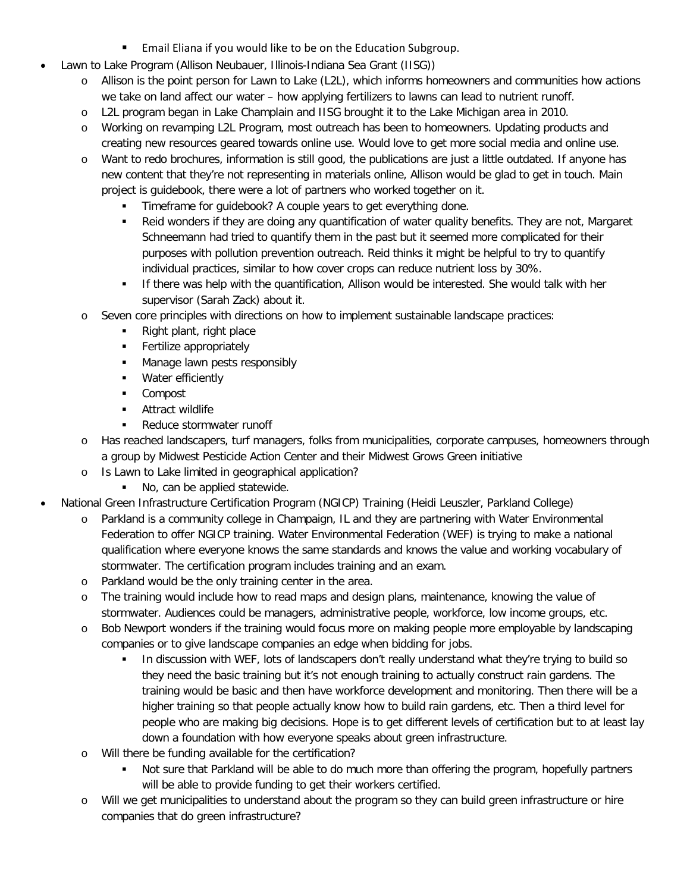- Email Eliana if you would like to be on the Education Subgroup.
- Lawn to Lake Program (Allison Neubauer, Illinois-Indiana Sea Grant (IISG))
    - Allison is the point person for Lawn to Lake (L2L), which informs homeowners and communities how actions we take on land affect our water – how applying fertilizers to lawns can lead to nutrient runoff.
    - L2L program began in Lake Champlain and IISG brought it to the Lake Michigan area in 2010.
    - Working on revamping L2L Program, most outreach has been to homeowners. Updating products and creating new resources geared towards online use. Would love to get more social media and online use.
    - Want to redo brochures, information is still good, the publications are just a little outdated. If anyone has new content that they're not representing in materials online, Allison would be glad to get in touch. Main project is guidebook, there were a lot of partners who worked together on it.
        - Timeframe for guidebook? A couple years to get everything done.
        - Reid wonders if they are doing any quantification of water quality benefits. They are not, Margaret Schneemann had tried to quantify them in the past but it seemed more complicated for their purposes with pollution prevention outreach. Reid thinks it might be helpful to try to quantify individual practices, similar to how cover crops can reduce nutrient loss by 30%.
        - If there was help with the quantification, Allison would be interested. She would talk with her supervisor (Sarah Zack) about it.
    - Seven core principles with directions on how to implement sustainable landscape practices:
        - Right plant, right place
        - Fertilize appropriately
        - Manage lawn pests responsibly
        - Water efficiently
        - Compost
        - Attract wildlife
        - Reduce stormwater runoff
    - Has reached landscapers, turf managers, folks from municipalities, corporate campuses, homeowners through a group by Midwest Pesticide Action Center and their Midwest Grows Green initiative
    - Is Lawn to Lake limited in geographical application?
        - No, can be applied statewide.
- National Green Infrastructure Certification Program (NGICP) Training (Heidi Leuszler, Parkland College)
    - Parkland is a community college in Champaign, IL and they are partnering with Water Environmental Federation to offer NGICP training. Water Environmental Federation (WEF) is trying to make a national qualification where everyone knows the same standards and knows the value and working vocabulary of stormwater. The certification program includes training and an exam.
    - Parkland would be the only training center in the area.
    - The training would include how to read maps and design plans, maintenance, knowing the value of stormwater. Audiences could be managers, administrative people, workforce, low income groups, etc.
    - Bob Newport wonders if the training would focus more on making people more employable by landscaping companies or to give landscape companies an edge when bidding for jobs.
        - In discussion with WEF, lots of landscapers don't really understand what they're trying to build so they need the basic training but it's not enough training to actually construct rain gardens. The training would be basic and then have workforce development and monitoring. Then there will be a higher training so that people actually know how to build rain gardens, etc. Then a third level for people who are making big decisions. Hope is to get different levels of certification but to at least lay down a foundation with how everyone speaks about green infrastructure.
    - Will there be funding available for the certification?
        - Not sure that Parkland will be able to do much more than offering the program, hopefully partners will be able to provide funding to get their workers certified.
    - Will we get municipalities to understand about the program so they can build green infrastructure or hire companies that do green infrastructure?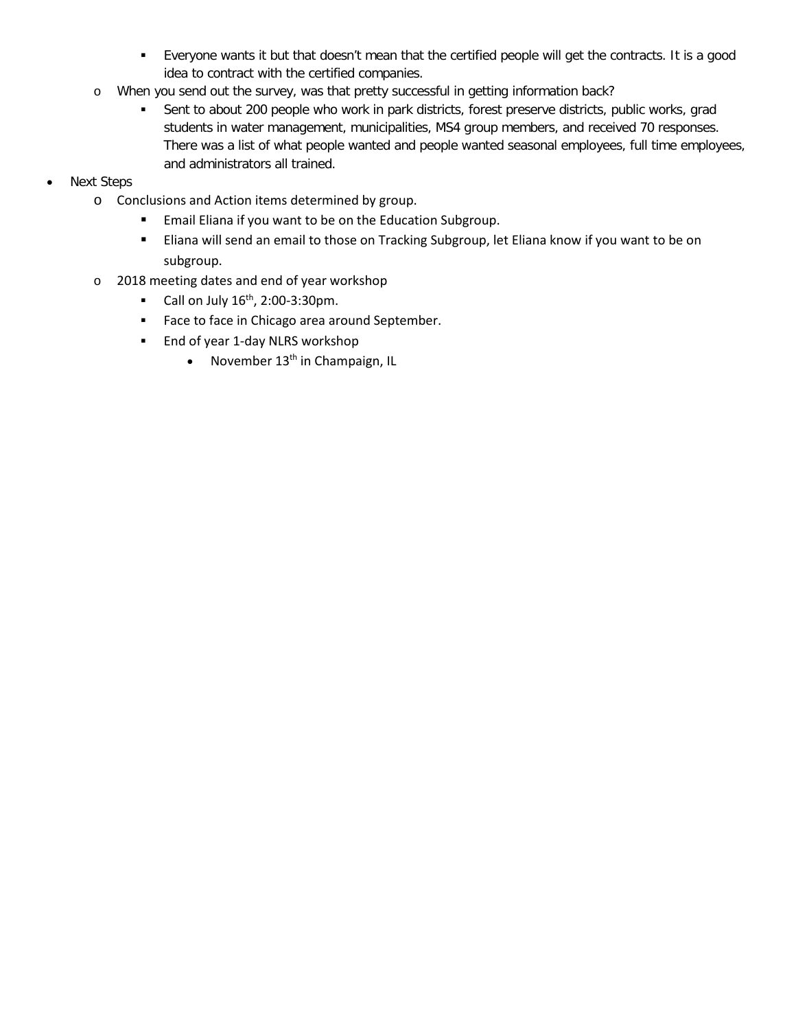- Everyone wants it but that doesn't mean that the certified people will get the contracts. It is a good idea to contract with the certified companies.
  - When you send out the survey, was that pretty successful in getting information back?
    - Sent to about 200 people who work in park districts, forest preserve districts, public works, grad students in water management, municipalities, MS4 group members, and received 70 responses. There was a list of what people wanted and people wanted seasonal employees, full time employees, and administrators all trained.
- Next Steps
  - Conclusions and Action items determined by group.
    - Email Eliana if you want to be on the Education Subgroup.
    - Eliana will send an email to those on Tracking Subgroup, let Eliana know if you want to be on subgroup.
  - 2018 meeting dates and end of year workshop
    - Call on July 16th, 2:00-3:30pm.
    - Face to face in Chicago area around September.
    - End of year 1-day NLRS workshop
      - November 13th in Champaign, IL